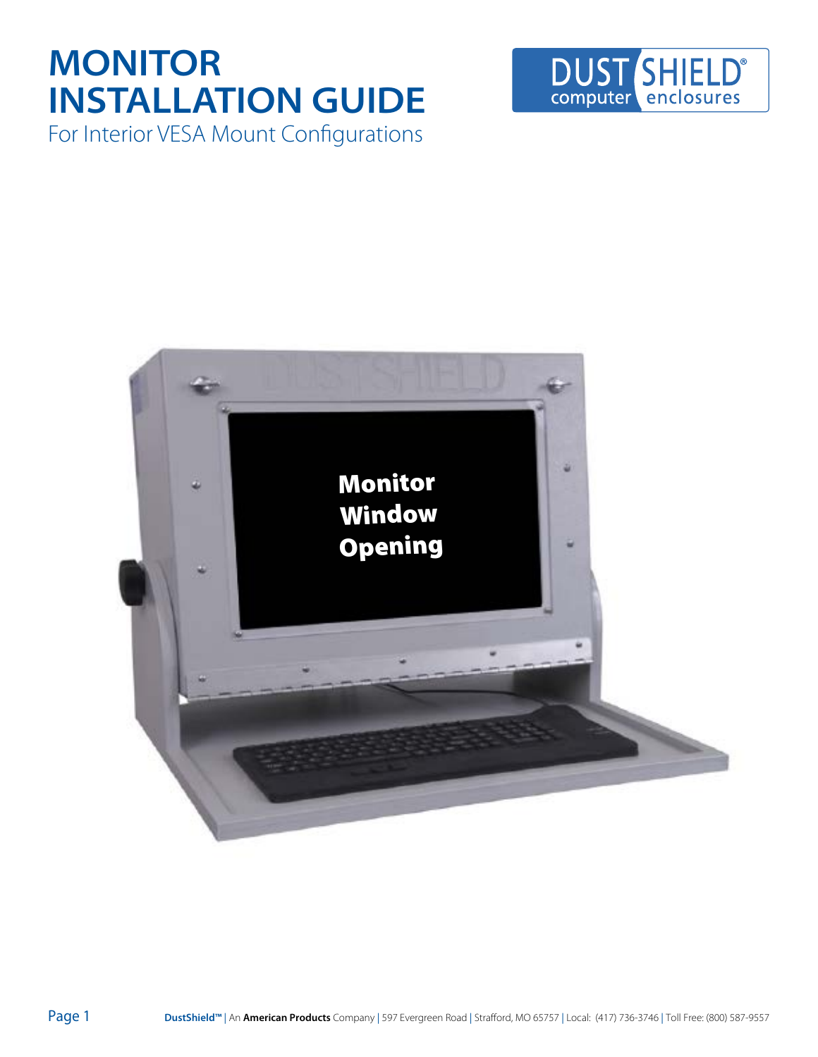# MONITOR INSTALLATION GUIDE

## For Interior VESA Mount Configurations

DUST SHIELD® computer enclosures

Monitor Window Opening

**DustShield™** | An **American Products** Company | 597 Evergreen Road | Strafford, MO 65757 | Local: (417) 736-3746 | Toll Free: (800) 587-9557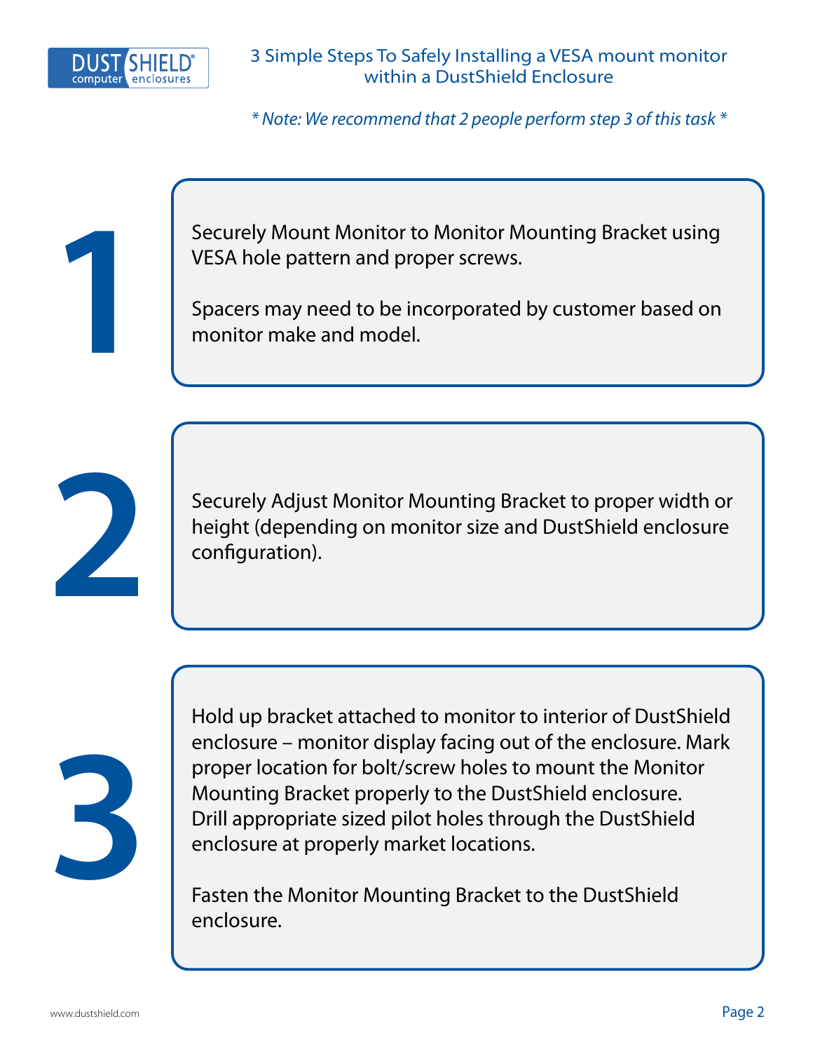# 3 Simple Steps To Safely Installing a VESA mount monitor within a DustShield Enclosure

*\* Note: We recommend that 2 people perform step 3 of this task \**

## 1

Securely Mount Monitor to Monitor Mounting Bracket using VESA hole pattern and proper screws.

Spacers may need to be incorporated by customer based on monitor make and model.

## 2

Securely Adjust Monitor Mounting Bracket to proper width or height (depending on monitor size and DustShield enclosure configuration).

## 3

Hold up bracket attached to monitor to interior of DustShield enclosure – monitor display facing out of the enclosure. Mark proper location for bolt/screw holes to mount the Monitor Mounting Bracket properly to the DustShield enclosure. Drill appropriate sized pilot holes through the DustShield enclosure at properly market locations.

Fasten the Monitor Mounting Bracket to the DustShield enclosure.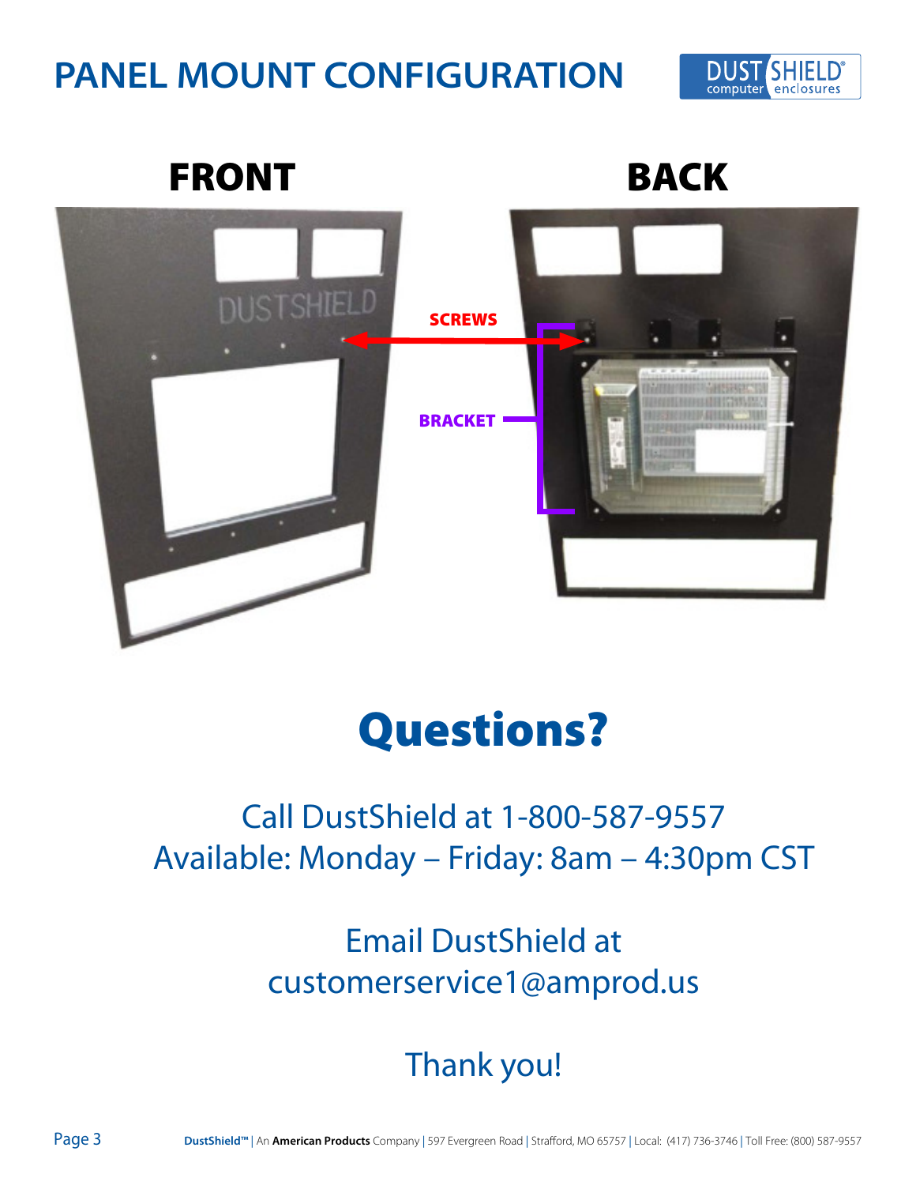# PANEL MOUNT CONFIGURATION

FRONT

BACK

SCREWS

BRACKET

# Questions?

Call DustShield at 1-800-587-9557
Available: Monday – Friday: 8am – 4:30pm CST

Email DustShield at
customerservice1@amprod.us

Thank you!